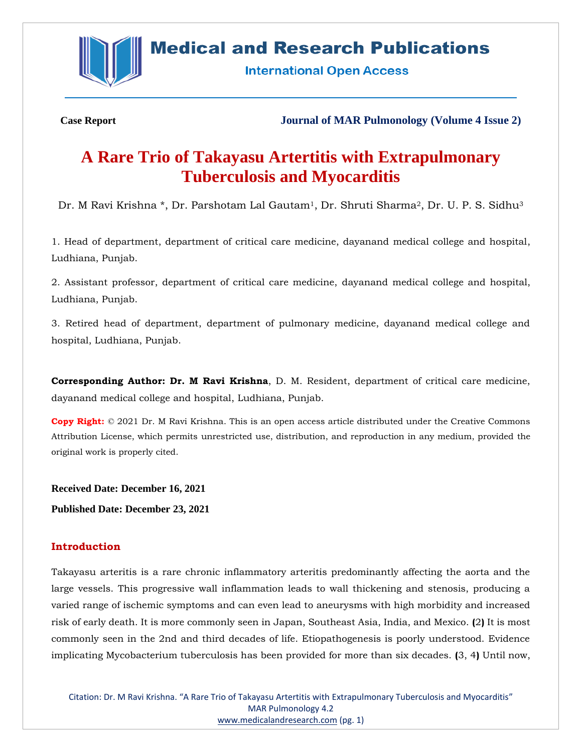Case Report

Journal of MAR Pulmonology (Volume 4 Issue 2)

# A Rare Trio of Takayasu Artertitis with Extrapulmonary Tuberculosis and Myocarditis

Dr. M Ravi Krishna *, Dr. Parshotam Lal Gautam[1], Dr. Shruti Sharma[2], Dr. U. P. S. Sidhu[3]

1. Head of department, department of critical care medicine, dayanand medical college and hospital, Ludhiana, Punjab.

2. Assistant professor, department of critical care medicine, dayanand medical college and hospital, Ludhiana, Punjab.

3. Retired head of department, department of pulmonary medicine, dayanand medical college and hospital, Ludhiana, Punjab.

**Corresponding Author: Dr. M Ravi Krishna**, D. M. Resident, department of critical care medicine, dayanand medical college and hospital, Ludhiana, Punjab.

**Copy Right:** © 2021 Dr. M Ravi Krishna. This is an open access article distributed under the Creative Commons Attribution License, which permits unrestricted use, distribution, and reproduction in any medium, provided the original work is properly cited.

**Received Date: December 16, 2021**

**Published Date: December 23, 2021**

## Introduction

Takayasu arteritis is a rare chronic inflammatory arteritis predominantly affecting the aorta and the large vessels. This progressive wall inflammation leads to wall thickening and stenosis, producing a varied range of ischemic symptoms and can even lead to aneurysms with high morbidity and increased risk of early death. It is more commonly seen in Japan, Southeast Asia, India, and Mexico. (2) It is most commonly seen in the 2nd and third decades of life. Etiopathogenesis is poorly understood. Evidence implicating Mycobacterium tuberculosis has been provided for more than six decades. (3, 4) Until now,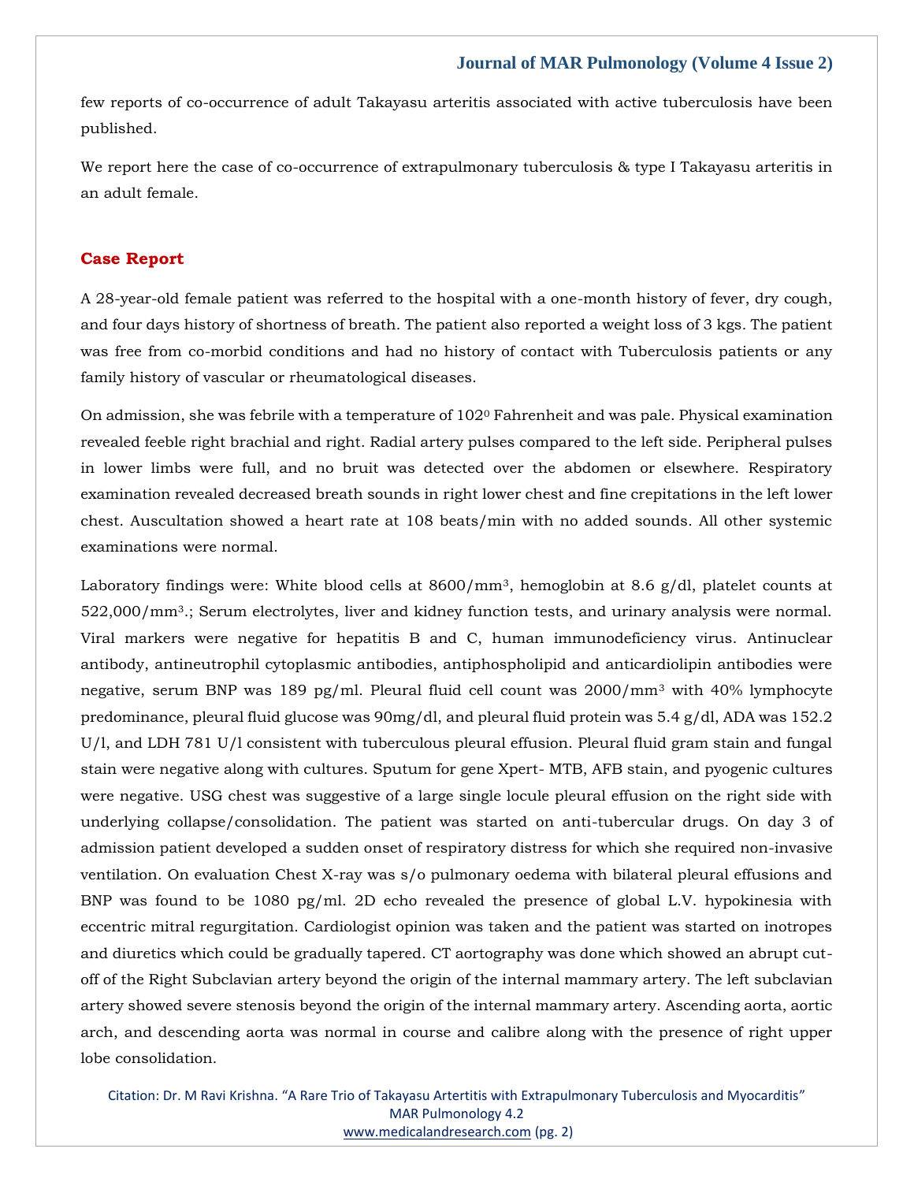few reports of co-occurrence of adult Takayasu arteritis associated with active tuberculosis have been published.

We report here the case of co-occurrence of extrapulmonary tuberculosis & type I Takayasu arteritis in an adult female.

## Case Report

A 28-year-old female patient was referred to the hospital with a one-month history of fever, dry cough, and four days history of shortness of breath. The patient also reported a weight loss of 3 kgs. The patient was free from co-morbid conditions and had no history of contact with Tuberculosis patients or any family history of vascular or rheumatological diseases.

On admission, she was febrile with a temperature of $102^0$ Fahrenheit and was pale. Physical examination revealed feeble right brachial and right. Radial artery pulses compared to the left side. Peripheral pulses in lower limbs were full, and no bruit was detected over the abdomen or elsewhere. Respiratory examination revealed decreased breath sounds in right lower chest and fine crepitations in the left lower chest. Auscultation showed a heart rate at 108 beats/min with no added sounds. All other systemic examinations were normal.

Laboratory findings were: White blood cells at 8600/$mm^3$, hemoglobin at 8.6 g/dl, platelet counts at 522,000/$mm^3$.; Serum electrolytes, liver and kidney function tests, and urinary analysis were normal. Viral markers were negative for hepatitis B and C, human immunodeficiency virus. Antinuclear antibody, antineutrophil cytoplasmic antibodies, antiphospholipid and anticardiolipin antibodies were negative, serum BNP was 189 pg/ml. Pleural fluid cell count was 2000/$mm^3$ with 40% lymphocyte predominance, pleural fluid glucose was 90mg/dl, and pleural fluid protein was 5.4 g/dl, ADA was 152.2 U/l, and LDH 781 U/l consistent with tuberculous pleural effusion. Pleural fluid gram stain and fungal stain were negative along with cultures. Sputum for gene Xpert- MTB, AFB stain, and pyogenic cultures were negative. USG chest was suggestive of a large single locule pleural effusion on the right side with underlying collapse/consolidation. The patient was started on anti-tubercular drugs. On day 3 of admission patient developed a sudden onset of respiratory distress for which she required non-invasive ventilation. On evaluation Chest X-ray was s/o pulmonary oedema with bilateral pleural effusions and BNP was found to be 1080 pg/ml. 2D echo revealed the presence of global L.V. hypokinesia with eccentric mitral regurgitation. Cardiologist opinion was taken and the patient was started on inotropes and diuretics which could be gradually tapered. CT aortography was done which showed an abrupt cut-off of the Right Subclavian artery beyond the origin of the internal mammary artery. The left subclavian artery showed severe stenosis beyond the origin of the internal mammary artery. Ascending aorta, aortic arch, and descending aorta was normal in course and calibre along with the presence of right upper lobe consolidation.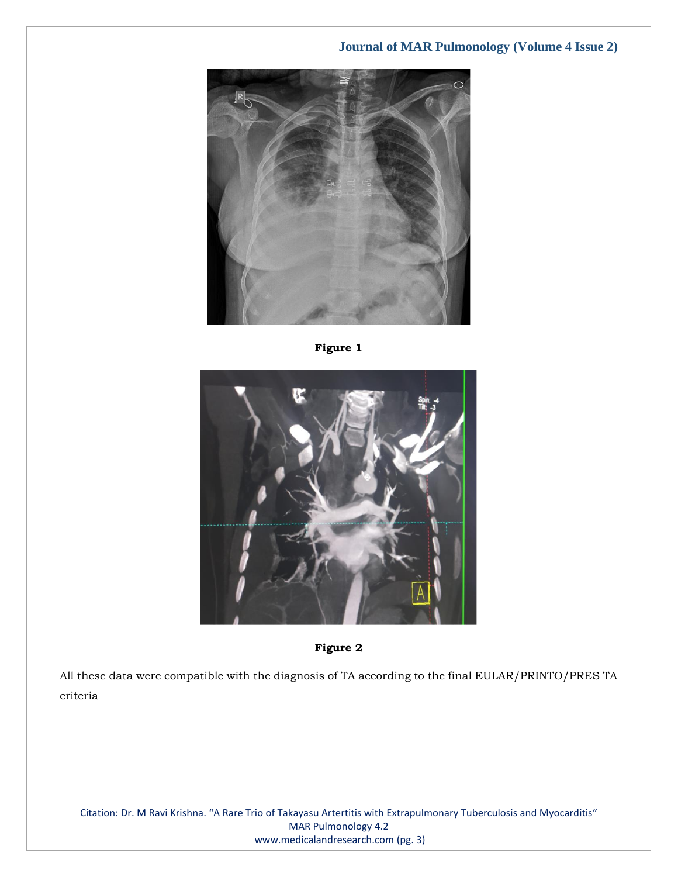**Figure 1**

**Figure 2**

All these data were compatible with the diagnosis of TA according to the final EULAR/PRINTO/PRES TA criteria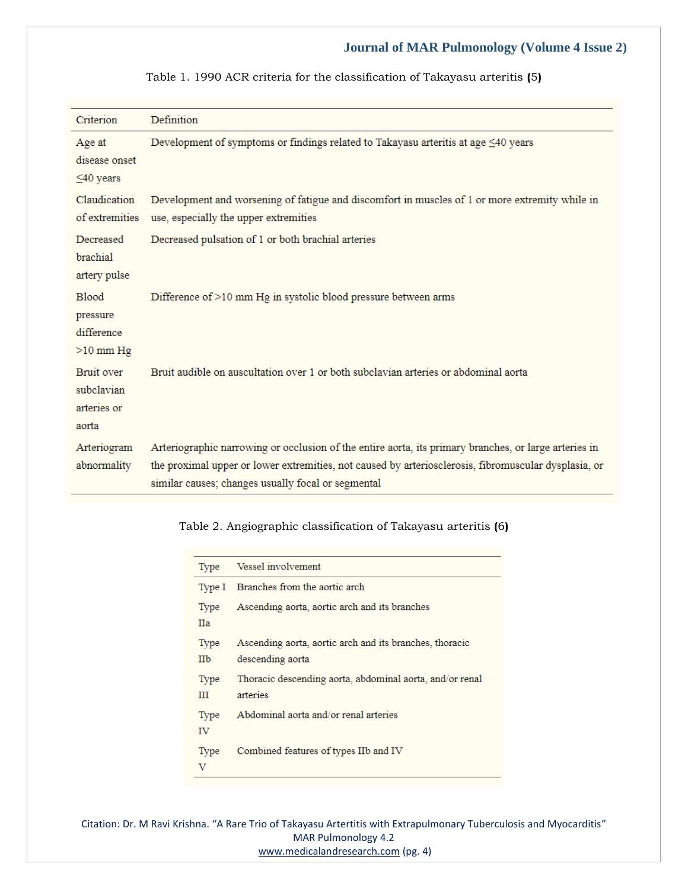Table 1. 1990 ACR criteria for the classification of Takayasu arteritis **(**5**)**

| Criterion | Definition |
|---|---|
| Age at disease onset ≤40 years | Development of symptoms or findings related to Takayasu arteritis at age ≤40 years |
| Claudication of extremities | Development and worsening of fatigue and discomfort in muscles of 1 or more extremity while in use, especially the upper extremities |
| Decreased brachial artery pulse | Decreased pulsation of 1 or both brachial arteries |
| Blood pressure difference >10 mm Hg | Difference of >10 mm Hg in systolic blood pressure between arms |
| Bruit over subclavian arteries or aorta | Bruit audible on auscultation over 1 or both subclavian arteries or abdominal aorta |
| Arteriogram abnormality | Arteriographic narrowing or occlusion of the entire aorta, its primary branches, or large arteries in the proximal upper or lower extremities, not caused by arteriosclerosis, fibromuscular dysplasia, or similar causes; changes usually focal or segmental |

Table 2. Angiographic classification of Takayasu arteritis **(**6**)**

| Type | Vessel involvement |
|---|---|
| Type I | Branches from the aortic arch |
| Type IIa | Ascending aorta, aortic arch and its branches |
| Type IIb | Ascending aorta, aortic arch and its branches, thoracic descending aorta |
| Type III | Thoracic descending aorta, abdominal aorta, and/or renal arteries |
| Type IV | Abdominal aorta and/or renal arteries |
| Type V | Combined features of types IIb and IV |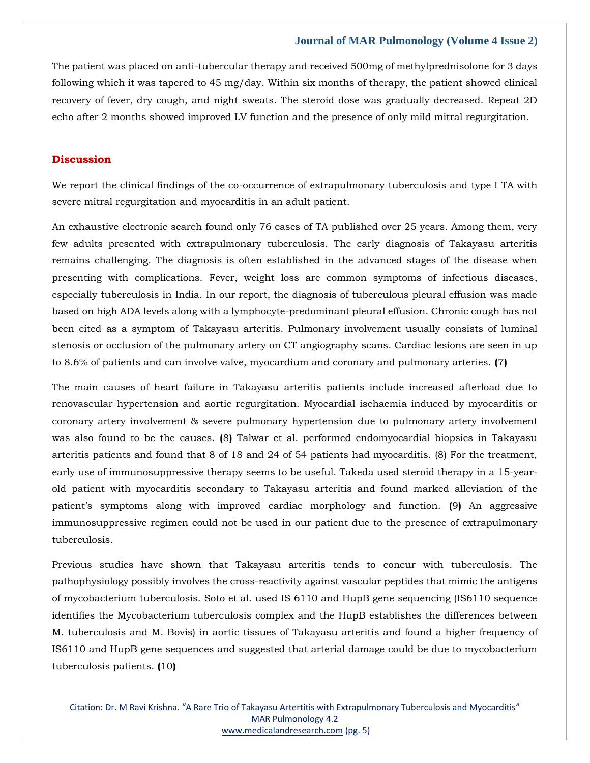The patient was placed on anti-tubercular therapy and received 500mg of methylprednisolone for 3 days following which it was tapered to 45 mg/day. Within six months of therapy, the patient showed clinical recovery of fever, dry cough, and night sweats. The steroid dose was gradually decreased. Repeat 2D echo after 2 months showed improved LV function and the presence of only mild mitral regurgitation.

## Discussion

We report the clinical findings of the co-occurrence of extrapulmonary tuberculosis and type I TA with severe mitral regurgitation and myocarditis in an adult patient.

An exhaustive electronic search found only 76 cases of TA published over 25 years. Among them, very few adults presented with extrapulmonary tuberculosis. The early diagnosis of Takayasu arteritis remains challenging. The diagnosis is often established in the advanced stages of the disease when presenting with complications. Fever, weight loss are common symptoms of infectious diseases, especially tuberculosis in India. In our report, the diagnosis of tuberculous pleural effusion was made based on high ADA levels along with a lymphocyte-predominant pleural effusion. Chronic cough has not been cited as a symptom of Takayasu arteritis. Pulmonary involvement usually consists of luminal stenosis or occlusion of the pulmonary artery on CT angiography scans. Cardiac lesions are seen in up to 8.6% of patients and can involve valve, myocardium and coronary and pulmonary arteries. (7)

The main causes of heart failure in Takayasu arteritis patients include increased afterload due to renovascular hypertension and aortic regurgitation. Myocardial ischaemia induced by myocarditis or coronary artery involvement & severe pulmonary hypertension due to pulmonary artery involvement was also found to be the causes. (8) Talwar et al. performed endomyocardial biopsies in Takayasu arteritis patients and found that 8 of 18 and 24 of 54 patients had myocarditis. (8) For the treatment, early use of immunosuppressive therapy seems to be useful. Takeda used steroid therapy in a 15-year-old patient with myocarditis secondary to Takayasu arteritis and found marked alleviation of the patient's symptoms along with improved cardiac morphology and function. (9) An aggressive immunosuppressive regimen could not be used in our patient due to the presence of extrapulmonary tuberculosis.

Previous studies have shown that Takayasu arteritis tends to concur with tuberculosis. The pathophysiology possibly involves the cross-reactivity against vascular peptides that mimic the antigens of mycobacterium tuberculosis. Soto et al. used IS 6110 and HupB gene sequencing (IS6110 sequence identifies the Mycobacterium tuberculosis complex and the HupB establishes the differences between M. tuberculosis and M. Bovis) in aortic tissues of Takayasu arteritis and found a higher frequency of IS6110 and HupB gene sequences and suggested that arterial damage could be due to mycobacterium tuberculosis patients. (10)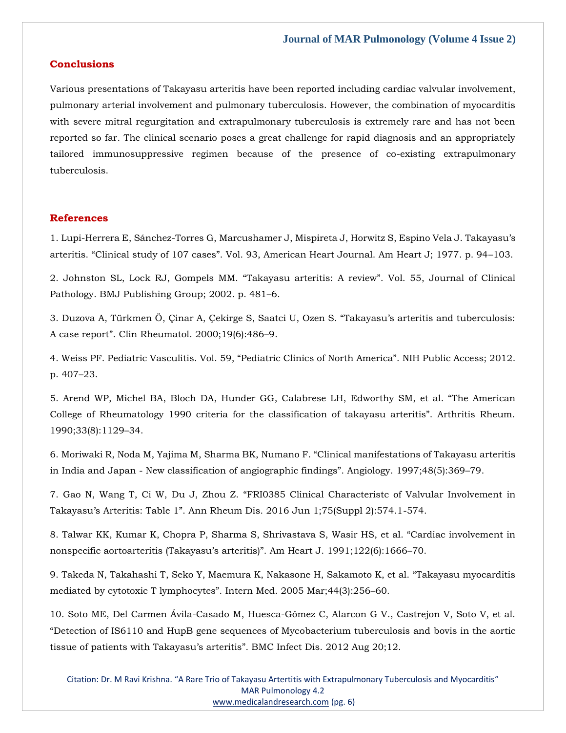## Conclusions

Various presentations of Takayasu arteritis have been reported including cardiac valvular involvement, pulmonary arterial involvement and pulmonary tuberculosis. However, the combination of myocarditis with severe mitral regurgitation and extrapulmonary tuberculosis is extremely rare and has not been reported so far. The clinical scenario poses a great challenge for rapid diagnosis and an appropriately tailored immunosuppressive regimen because of the presence of co-existing extrapulmonary tuberculosis.

## References

1. Lupi-Herrera E, Sánchez-Torres G, Marcushamer J, Mispireta J, Horwitz S, Espino Vela J. Takayasu's arteritis. "Clinical study of 107 cases". Vol. 93, American Heart Journal. Am Heart J; 1977. p. 94–103.

2. Johnston SL, Lock RJ, Gompels MM. "Takayasu arteritis: A review". Vol. 55, Journal of Clinical Pathology. BMJ Publishing Group; 2002. p. 481–6.

3. Duzova A, Türkmen Ö, Çinar A, Çekirge S, Saatci U, Ozen S. "Takayasu's arteritis and tuberculosis: A case report". Clin Rheumatol. 2000;19(6):486–9.

4. Weiss PF. Pediatric Vasculitis. Vol. 59, "Pediatric Clinics of North America". NIH Public Access; 2012. p. 407–23.

5. Arend WP, Michel BA, Bloch DA, Hunder GG, Calabrese LH, Edworthy SM, et al. "The American College of Rheumatology 1990 criteria for the classification of takayasu arteritis". Arthritis Rheum. 1990;33(8):1129–34.

6. Moriwaki R, Noda M, Yajima M, Sharma BK, Numano F. "Clinical manifestations of Takayasu arteritis in India and Japan - New classification of angiographic findings". Angiology. 1997;48(5):369–79.

7. Gao N, Wang T, Ci W, Du J, Zhou Z. "FRI0385 Clinical Characteristc of Valvular Involvement in Takayasu's Arteritis: Table 1". Ann Rheum Dis. 2016 Jun 1;75(Suppl 2):574.1-574.

8. Talwar KK, Kumar K, Chopra P, Sharma S, Shrivastava S, Wasir HS, et al. "Cardiac involvement in nonspecific aortoarteritis (Takayasu's arteritis)". Am Heart J. 1991;122(6):1666–70.

9. Takeda N, Takahashi T, Seko Y, Maemura K, Nakasone H, Sakamoto K, et al. "Takayasu myocarditis mediated by cytotoxic T lymphocytes". Intern Med. 2005 Mar;44(3):256–60.

10. Soto ME, Del Carmen Ávila-Casado M, Huesca-Gómez C, Alarcon G V., Castrejon V, Soto V, et al. "Detection of IS6110 and HupB gene sequences of Mycobacterium tuberculosis and bovis in the aortic tissue of patients with Takayasu's arteritis". BMC Infect Dis. 2012 Aug 20;12.